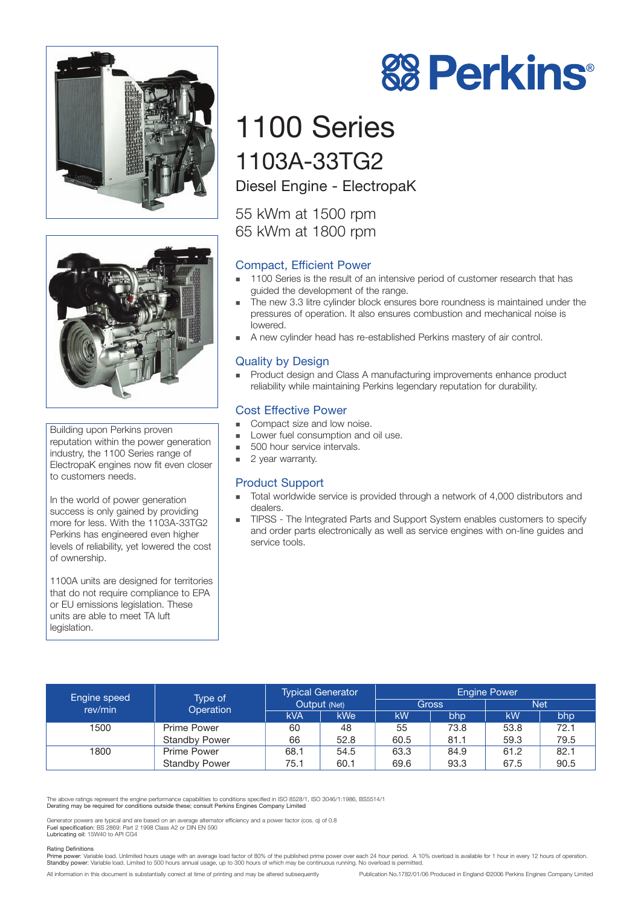# Perkins®

# 1100 Series

## 1103A-33TG2

### Diesel Engine - ElectropaK

55 kWm at 1500 rpm
65 kWm at 1800 rpm

Building upon Perkins proven reputation within the power generation industry, the 1100 Series range of ElectropaK engines now fit even closer to customers needs.

In the world of power generation success is only gained by providing more for less. With the 1103A-33TG2 Perkins has engineered even higher levels of reliability, yet lowered the cost of ownership.

1100A units are designed for territories that do not require compliance to EPA or EU emissions legislation. These units are able to meet TA luft legislation.

### Compact, Efficient Power

- 1100 Series is the result of an intensive period of customer research that has guided the development of the range.
- The new 3.3 litre cylinder block ensures bore roundness is maintained under the pressures of operation. It also ensures combustion and mechanical noise is lowered.
- A new cylinder head has re-established Perkins mastery of air control.

### Quality by Design

- Product design and Class A manufacturing improvements enhance product reliability while maintaining Perkins legendary reputation for durability.

### Cost Effective Power

- Compact size and low noise.
- Lower fuel consumption and oil use.
- 500 hour service intervals.
- 2 year warranty.

### Product Support

- Total worldwide service is provided through a network of 4,000 distributors and dealers.
- TIPSS - The Integrated Parts and Support System enables customers to specify and order parts electronically as well as service engines with on-line guides and service tools.

| Engine speed rev/min | Type of Operation | Typical Generator Output (Net) | | Engine Power | | | |
|---|---|---|---|---|---|---|---|
| | | | | Gross | | Net | |
| | | kVA | kWe | kW | bhp | kW | bhp |
| 1500 | Prime Power | 60 | 48 | 55 | 73.8 | 53.8 | 72.1 |
| | Standby Power | 66 | 52.8 | 60.5 | 81.1 | 59.3 | 79.5 |
| 1800 | Prime Power | 68.1 | 54.5 | 63.3 | 84.9 | 61.2 | 82.1 |
| | Standby Power | 75.1 | 60.1 | 69.6 | 93.3 | 67.5 | 90.5 |

The above ratings represent the engine performance capabilities to conditions specified in ISO 8528/1, ISO 3046/1:1986, BS5514/1
Derating may be required for conditions outside these; consult Perkins Engines Company Limited

Generator powers are typical and are based on an average alternator efficiency and a power factor (cos. q) of 0.8
**Fuel specification:** BS 2869: Part 2 1998 Class A2 or DIN EN 590
**Lubricating oil:** 15W40 to API CG4

**Rating Definitions**
**Prime power:** Variable load. Unlimited hours usage with an average load factor of 80% of the published prime power over each 24 hour period. A 10% overload is available for 1 hour in every 12 hours of operation.
**Standby power:** Variable load. Limited to 500 hours annual usage, up to 300 hours of which may be continuous running. No overload is permitted.

All information in this document is substantially correct at time of printing and may be altered subsequently

Publication No.1782/01/06 Produced in England ©2006 Perkins Engines Company Limited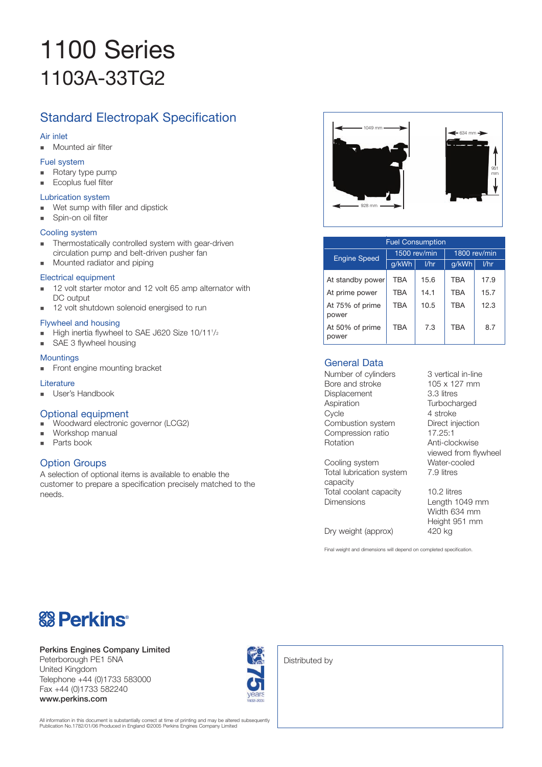# 1100 Series
## 1103A-33TG2

## Standard ElectropaK Specification

### Air inlet
- Mounted air filter

### Fuel system
- Rotary type pump
- Ecoplus fuel filter

### Lubrication system
- Wet sump with filler and dipstick
- Spin-on oil filter

### Cooling system
- Thermostatically controlled system with gear-driven circulation pump and belt-driven pusher fan
- Mounted radiator and piping

### Electrical equipment
- 12 volt starter motor and 12 volt 65 amp alternator with DC output
- 12 volt shutdown solenoid energised to run

### Flywheel and housing
- High inertia flywheel to SAE J620 Size 10/11½
- SAE 3 flywheel housing

### Mountings
- Front engine mounting bracket

### Literature
- User's Handbook

## Optional equipment
- Woodward electronic governor (LCG2)
- Workshop manual
- Parts book

## Option Groups
A selection of optional items is available to enable the customer to prepare a specification precisely matched to the needs.

1049 mm
928 mm
634 mm
951 mm

| Fuel Consumption | | | | |
|---|---|---|---|---|
| Engine Speed | 1500 rev/min | | 1800 rev/min | |
| | g/kWh | l/hr | g/kWh | l/hr |
| At standby power | TBA | 15.6 | TBA | 17.9 |
| At prime power | TBA | 14.1 | TBA | 15.7 |
| At 75% of prime power | TBA | 10.5 | TBA | 12.3 |
| At 50% of prime power | TBA | 7.3 | TBA | 8.7 |

## General Data

| | |
|---|---|
| Number of cylinders | 3 vertical in-line |
| Bore and stroke | 105 x 127 mm |
| Displacement | 3.3 litres |
| Aspiration | Turbocharged |
| Cycle | 4 stroke |
| Combustion system | Direct injection |
| Compression ratio | 17.25:1 |
| Rotation | Anti-clockwise viewed from flywheel |
| Cooling system | Water-cooled |
| Total lubrication system capacity | 7.9 litres |
| Total coolant capacity | 10.2 litres |
| Dimensions | Length 1049 mm<br>Width 634 mm<br>Height 951 mm |
| Dry weight (approx) | 420 kg |

Final weight and dimensions will depend on completed specification.

**Perkins**

**Perkins Engines Company Limited**
Peterborough PE1 5NA
United Kingdom
Telephone +44 (0)1733 583000
Fax +44 (0)1733 582240
**www.perkins.com**

75 years 1932-2007

Distributed by

All information in this document is substantially correct at time of printing and may be altered subsequently
Publication No.1782/01/06 Produced in England ©2005 Perkins Engines Company Limited